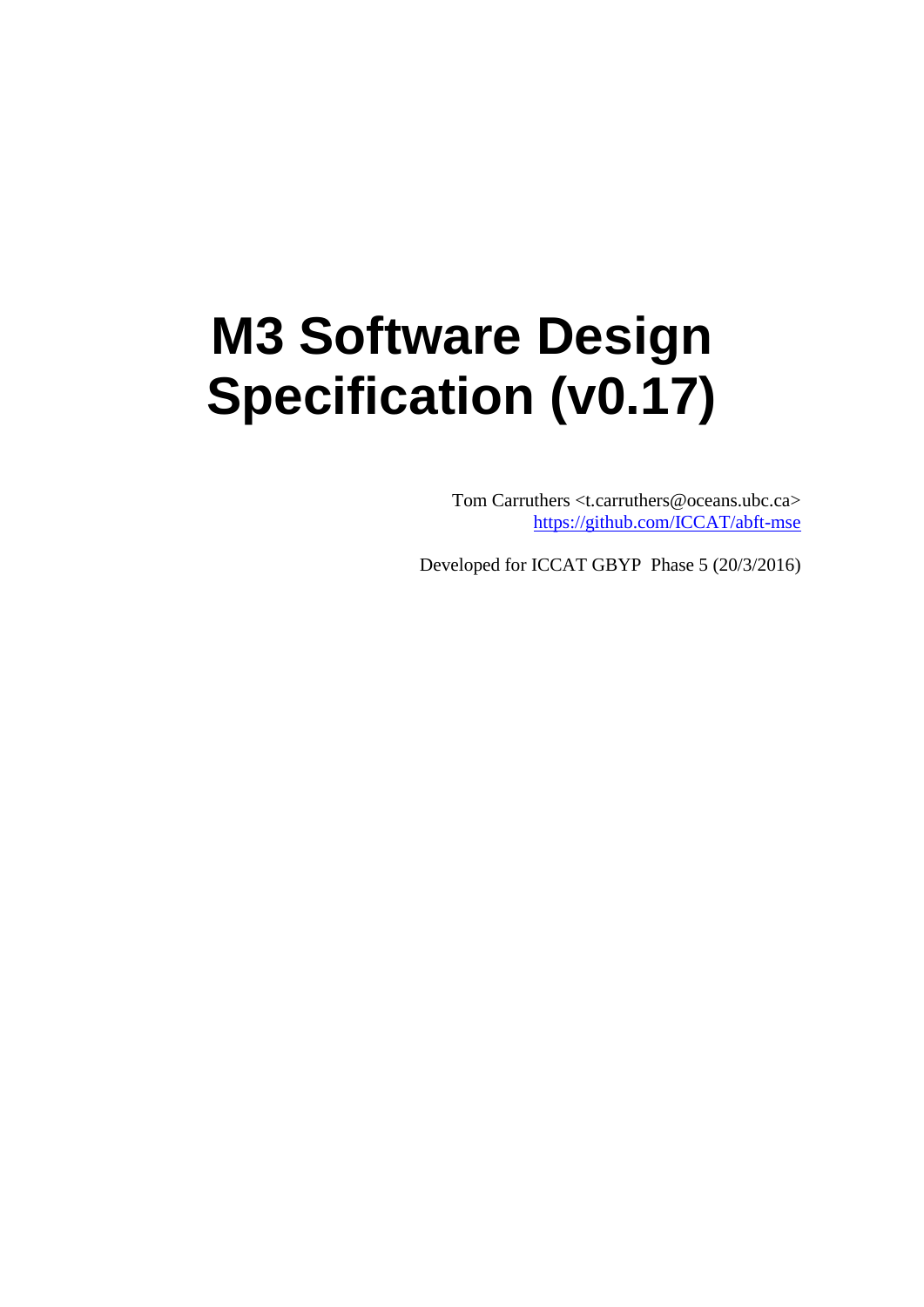# M3 Software Design Specification (v0.17)

Tom Carruthers <t.carruthers@oceans.ubc.ca>
https://github.com/ICCAT/abft-mse

Developed for ICCAT GBYP Phase 5 (20/3/2016)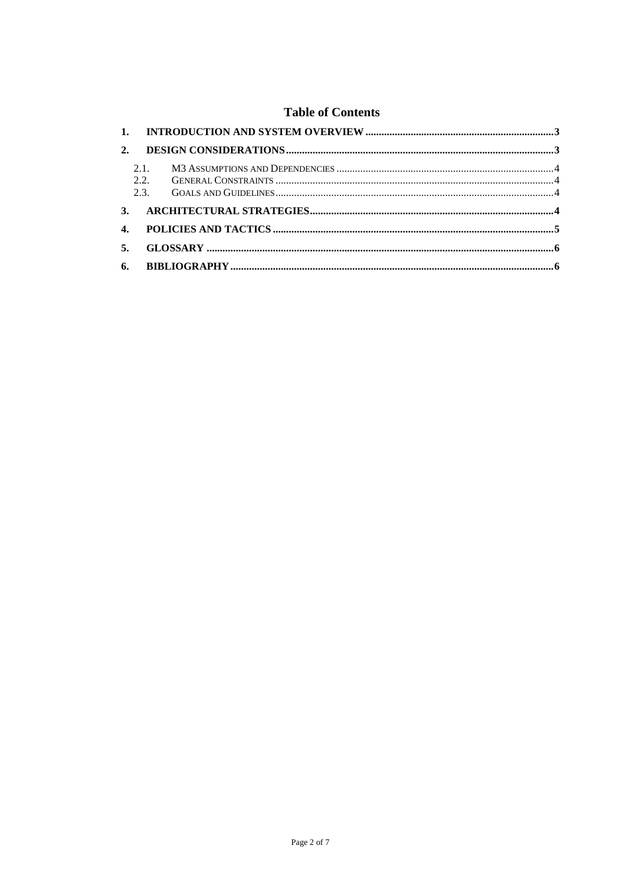# Table of Contents

1. **INTRODUCTION AND SYSTEM OVERVIEW** .......... 3
2. **DESIGN CONSIDERATIONS** .......... 3
   - 2.1. M3 ASSUMPTIONS AND DEPENDENCIES .......... 4
   - 2.2. GENERAL CONSTRAINTS .......... 4
   - 2.3. GOALS AND GUIDELINES .......... 4
3. **ARCHITECTURAL STRATEGIES** .......... 4
4. **POLICIES AND TACTICS** .......... 5
5. **GLOSSARY** .......... 6
6. **BIBLIOGRAPHY** .......... 6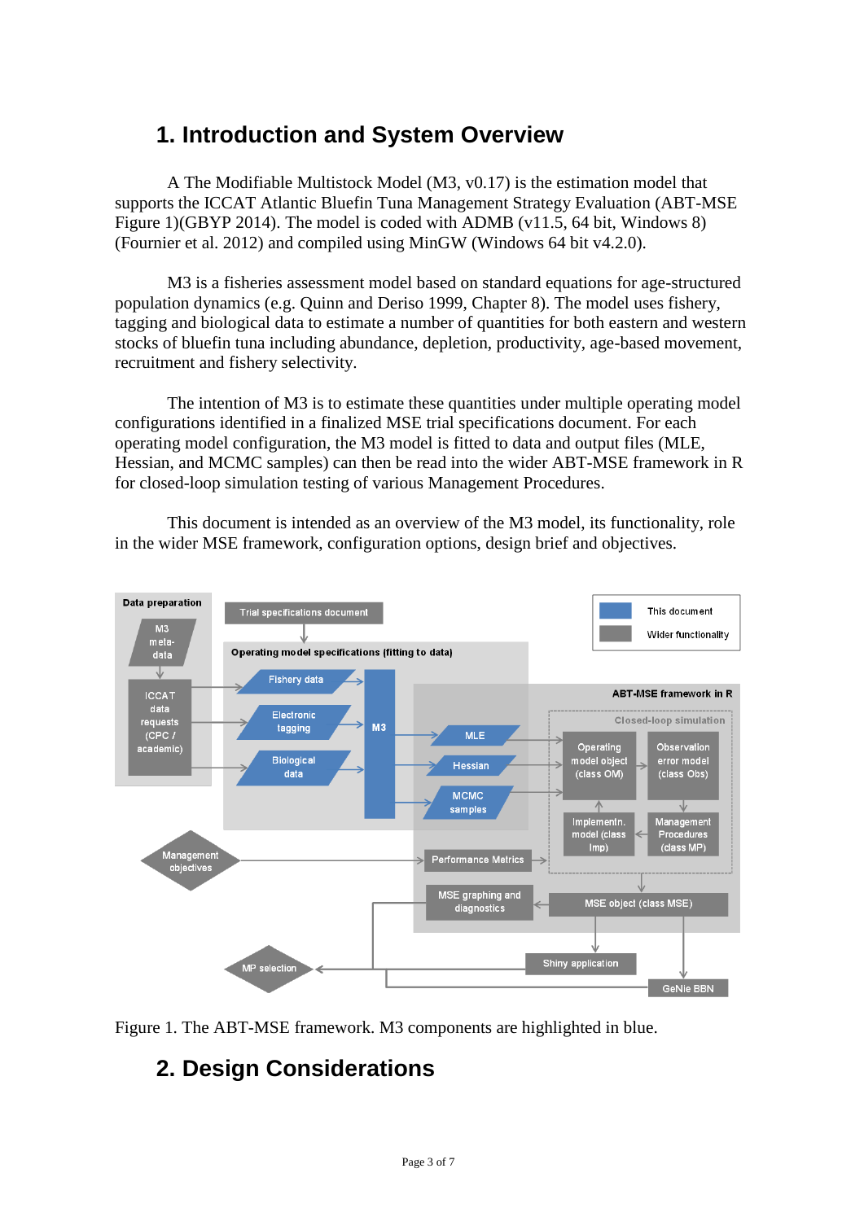# 1. Introduction and System Overview

A The Modifiable Multistock Model (M3, v0.17) is the estimation model that supports the ICCAT Atlantic Bluefin Tuna Management Strategy Evaluation (ABT-MSE Figure 1)(GBYP 2014). The model is coded with ADMB (v11.5, 64 bit, Windows 8) (Fournier et al. 2012) and compiled using MinGW (Windows 64 bit v4.2.0).

M3 is a fisheries assessment model based on standard equations for age-structured population dynamics (e.g. Quinn and Deriso 1999, Chapter 8). The model uses fishery, tagging and biological data to estimate a number of quantities for both eastern and western stocks of bluefin tuna including abundance, depletion, productivity, age-based movement, recruitment and fishery selectivity.

The intention of M3 is to estimate these quantities under multiple operating model configurations identified in a finalized MSE trial specifications document. For each operating model configuration, the M3 model is fitted to data and output files (MLE, Hessian, and MCMC samples) can then be read into the wider ABT-MSE framework in R for closed-loop simulation testing of various Management Procedures.

This document is intended as an overview of the M3 model, its functionality, role in the wider MSE framework, configuration options, design brief and objectives.

Figure 1. The ABT-MSE framework. M3 components are highlighted in blue.

# 2. Design Considerations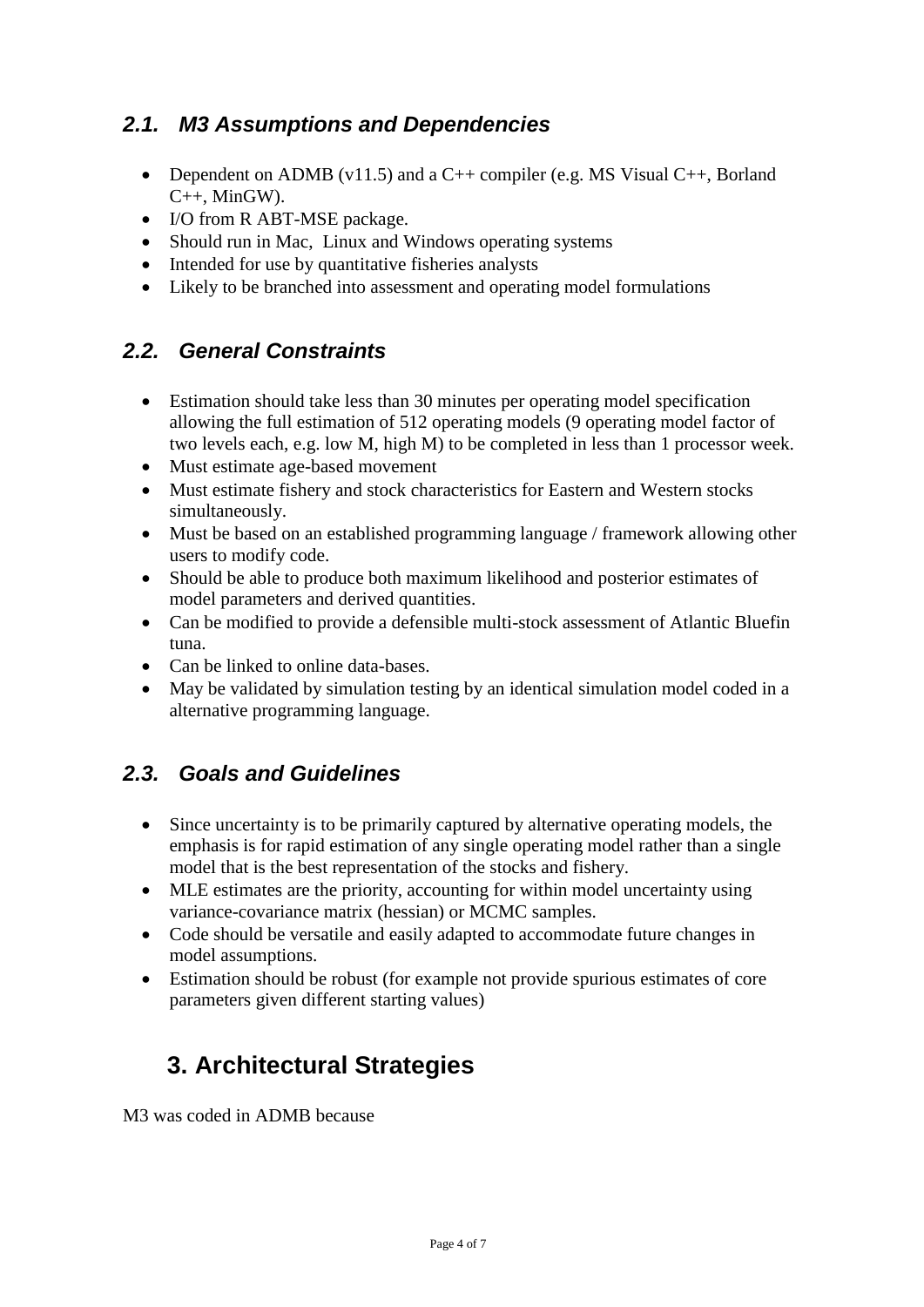### 2.1. *M3 Assumptions and Dependencies*

- Dependent on ADMB (v11.5) and a C++ compiler (e.g. MS Visual C++, Borland C++, MinGW).
- I/O from R ABT-MSE package.
- Should run in Mac, Linux and Windows operating systems
- Intended for use by quantitative fisheries analysts
- Likely to be branched into assessment and operating model formulations

### 2.2. *General Constraints*

- Estimation should take less than 30 minutes per operating model specification allowing the full estimation of 512 operating models (9 operating model factor of two levels each, e.g. low M, high M) to be completed in less than 1 processor week.
- Must estimate age-based movement
- Must estimate fishery and stock characteristics for Eastern and Western stocks simultaneously.
- Must be based on an established programming language / framework allowing other users to modify code.
- Should be able to produce both maximum likelihood and posterior estimates of model parameters and derived quantities.
- Can be modified to provide a defensible multi-stock assessment of Atlantic Bluefin tuna.
- Can be linked to online data-bases.
- May be validated by simulation testing by an identical simulation model coded in a alternative programming language.

### 2.3. *Goals and Guidelines*

- Since uncertainty is to be primarily captured by alternative operating models, the emphasis is for rapid estimation of any single operating model rather than a single model that is the best representation of the stocks and fishery.
- MLE estimates are the priority, accounting for within model uncertainty using variance-covariance matrix (hessian) or MCMC samples.
- Code should be versatile and easily adapted to accommodate future changes in model assumptions.
- Estimation should be robust (for example not provide spurious estimates of core parameters given different starting values)

## 3. Architectural Strategies

M3 was coded in ADMB because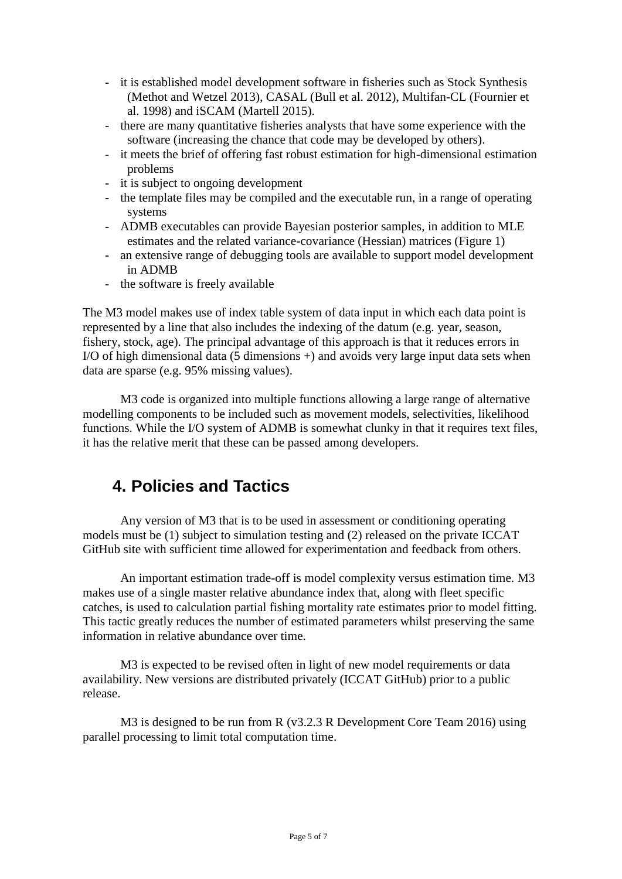- it is established model development software in fisheries such as Stock Synthesis (Methot and Wetzel 2013), CASAL (Bull et al. 2012), Multifan-CL (Fournier et al. 1998) and iSCAM (Martell 2015).
- there are many quantitative fisheries analysts that have some experience with the software (increasing the chance that code may be developed by others).
- it meets the brief of offering fast robust estimation for high-dimensional estimation problems
- it is subject to ongoing development
- the template files may be compiled and the executable run, in a range of operating systems
- ADMB executables can provide Bayesian posterior samples, in addition to MLE estimates and the related variance-covariance (Hessian) matrices (Figure 1)
- an extensive range of debugging tools are available to support model development in ADMB
- the software is freely available

The M3 model makes use of index table system of data input in which each data point is represented by a line that also includes the indexing of the datum (e.g. year, season, fishery, stock, age). The principal advantage of this approach is that it reduces errors in I/O of high dimensional data (5 dimensions +) and avoids very large input data sets when data are sparse (e.g. 95% missing values).

M3 code is organized into multiple functions allowing a large range of alternative modelling components to be included such as movement models, selectivities, likelihood functions. While the I/O system of ADMB is somewhat clunky in that it requires text files, it has the relative merit that these can be passed among developers.

## 4. Policies and Tactics

Any version of M3 that is to be used in assessment or conditioning operating models must be (1) subject to simulation testing and (2) released on the private ICCAT GitHub site with sufficient time allowed for experimentation and feedback from others.

An important estimation trade-off is model complexity versus estimation time. M3 makes use of a single master relative abundance index that, along with fleet specific catches, is used to calculation partial fishing mortality rate estimates prior to model fitting. This tactic greatly reduces the number of estimated parameters whilst preserving the same information in relative abundance over time.

M3 is expected to be revised often in light of new model requirements or data availability. New versions are distributed privately (ICCAT GitHub) prior to a public release.

M3 is designed to be run from R (v3.2.3 R Development Core Team 2016) using parallel processing to limit total computation time.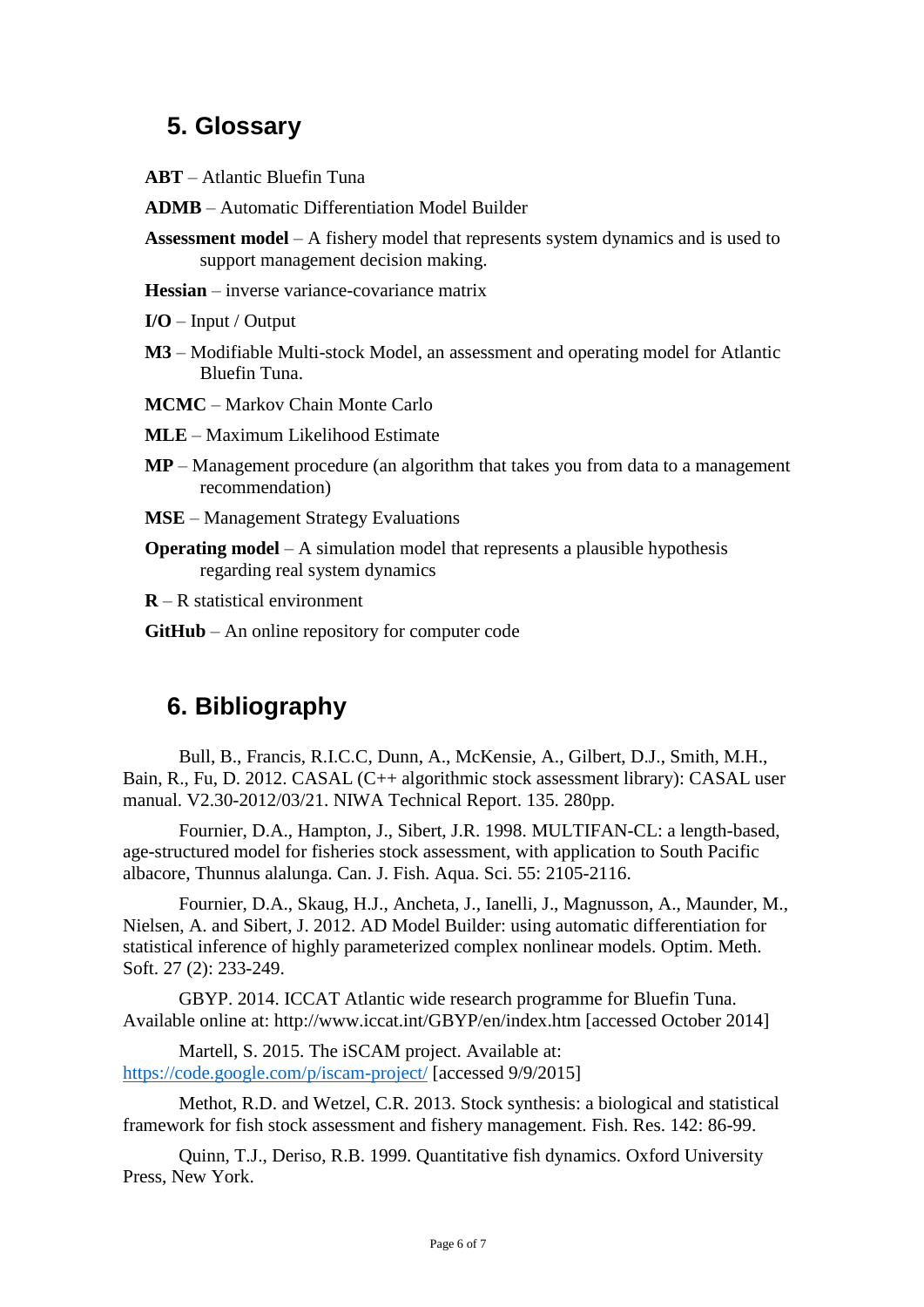## 5. Glossary

**ABT** – Atlantic Bluefin Tuna

**ADMB** – Automatic Differentiation Model Builder

**Assessment model** – A fishery model that represents system dynamics and is used to support management decision making.

**Hessian** – inverse variance-covariance matrix

**I/O** – Input / Output

**M3** – Modifiable Multi-stock Model, an assessment and operating model for Atlantic Bluefin Tuna.

**MCMC** – Markov Chain Monte Carlo

**MLE** – Maximum Likelihood Estimate

**MP** – Management procedure (an algorithm that takes you from data to a management recommendation)

**MSE** – Management Strategy Evaluations

**Operating model** – A simulation model that represents a plausible hypothesis regarding real system dynamics

**R** – R statistical environment

**GitHub** – An online repository for computer code

## 6. Bibliography

Bull, B., Francis, R.I.C.C, Dunn, A., McKensie, A., Gilbert, D.J., Smith, M.H., Bain, R., Fu, D. 2012. CASAL (C++ algorithmic stock assessment library): CASAL user manual. V2.30-2012/03/21. NIWA Technical Report. 135. 280pp.

Fournier, D.A., Hampton, J., Sibert, J.R. 1998. MULTIFAN-CL: a length-based, age-structured model for fisheries stock assessment, with application to South Pacific albacore, Thunnus alalunga. Can. J. Fish. Aqua. Sci. 55: 2105-2116.

Fournier, D.A., Skaug, H.J., Ancheta, J., Ianelli, J., Magnusson, A., Maunder, M., Nielsen, A. and Sibert, J. 2012. AD Model Builder: using automatic differentiation for statistical inference of highly parameterized complex nonlinear models. Optim. Meth. Soft. 27 (2): 233-249.

GBYP. 2014. ICCAT Atlantic wide research programme for Bluefin Tuna. Available online at: http://www.iccat.int/GBYP/en/index.htm [accessed October 2014]

Martell, S. 2015. The iSCAM project. Available at: https://code.google.com/p/iscam-project/ [accessed 9/9/2015]

Methot, R.D. and Wetzel, C.R. 2013. Stock synthesis: a biological and statistical framework for fish stock assessment and fishery management. Fish. Res. 142: 86-99.

Quinn, T.J., Deriso, R.B. 1999. Quantitative fish dynamics. Oxford University Press, New York.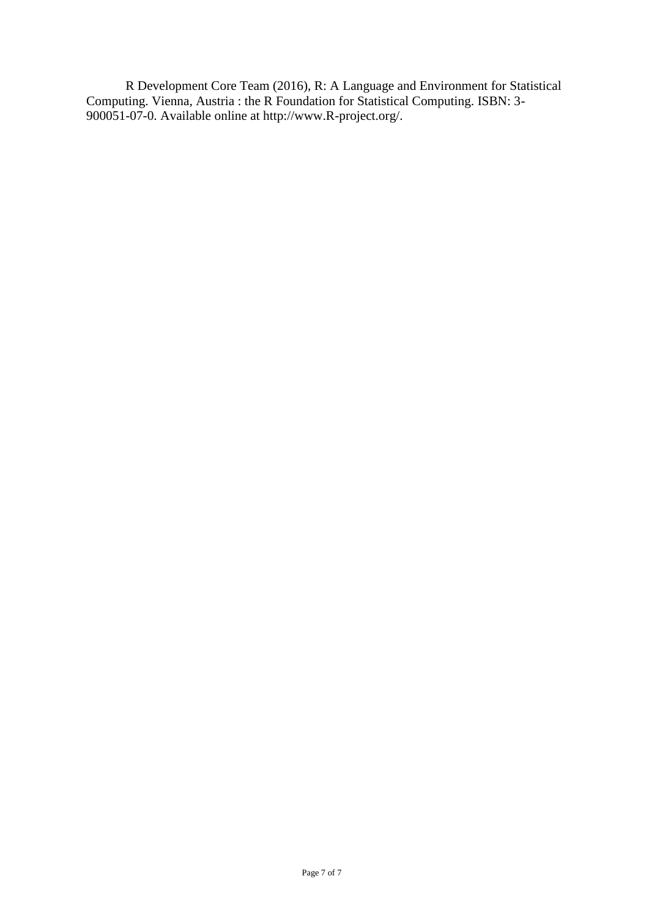R Development Core Team (2016), R: A Language and Environment for Statistical Computing. Vienna, Austria : the R Foundation for Statistical Computing. ISBN: 3-900051-07-0. Available online at http://www.R-project.org/.